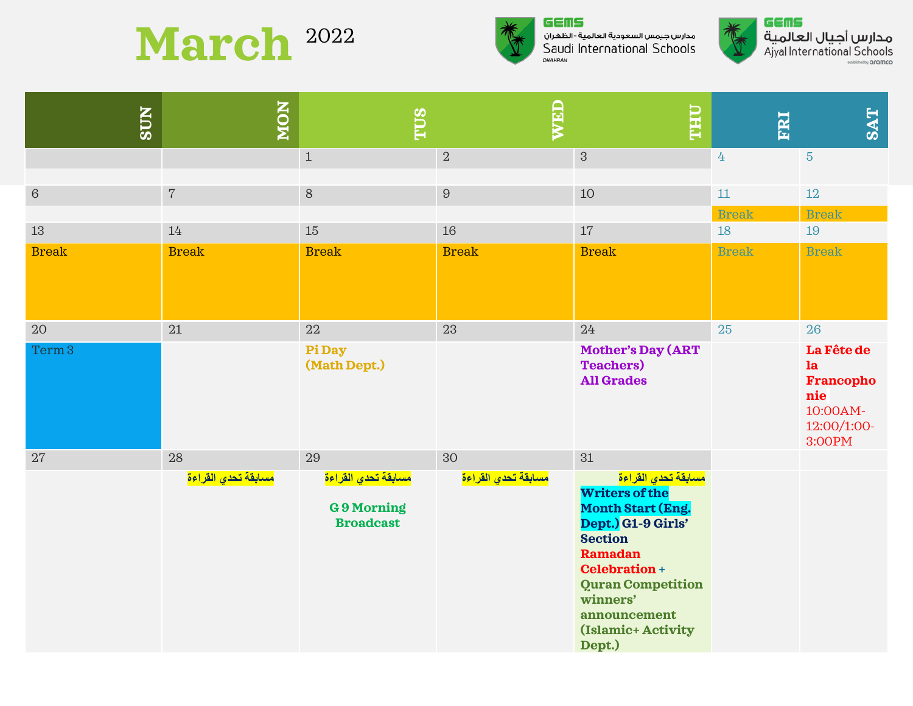# March 2022

GEMS مدارس جيمس السعودية العالمية - الظهران Saudi International Schools DHAHRAN

GEMS مدارس أجيال العالمية Ajyal International Schools established by aramco

| SUN | MON | TUS | WED | THU | FRI | SAT |
|---|---|---|---|---|---|---|
| | | 1 | 2 | 3 | 4 | 5 |
| 6 | 7 | 8 | 9 | 10 | 11 Break | 12 Break |
| 13 Break | 14 Break | 15 Break | 16 Break | 17 Break | 18 Break | 19 Break |
| 20 Term 3 | 21 | 22 Pi Day (Math Dept.) | 23 | 24 Mother's Day (ART Teachers) All Grades | 25 | 26 La Fête de la Francophonie 10:00AM-12:00/1:00-3:00PM |
| 27 | 28 مسابقة تحدي القراءة | 29 مسابقة تحدي القراءة G 9 Morning Broadcast | 30 مسابقة تحدي القراءة | 31 مسابقة تحدي القراءة Writers of the Month Start (Eng. Dept.) G1-9 Girls' Section Ramadan Celebration + Quran Competition winners' announcement (Islamic+ Activity Dept.) | | |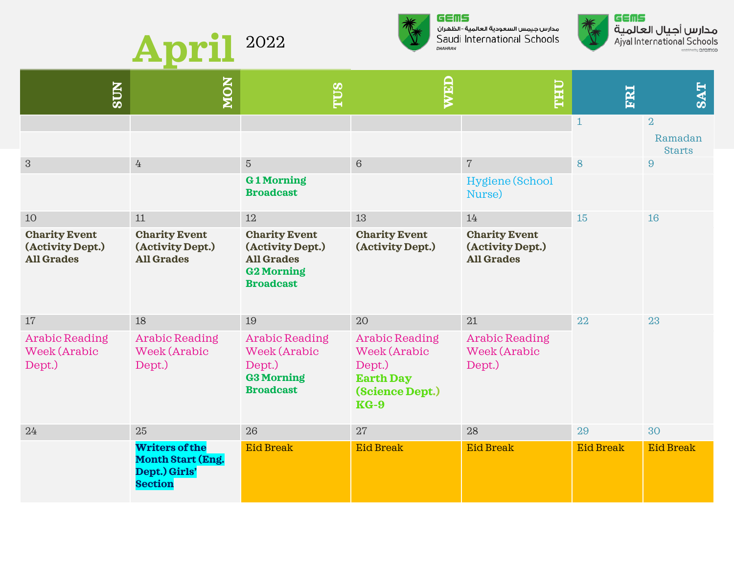# April 2022

GEMS مدارس جيمس السعودية العالمية - الظهران Saudi International Schools DHAHRAN

GEMS مدارس أجيال العالمية Ajyal International Schools

| SUN | MON | TUS | WED | THU | FRI | SAT |
|---|---|---|---|---|---|---|
| | | | | | 1 | 2 Ramadan Starts |
| 3 | 4 | 5 **G 1 Morning Broadcast** | 6 | 7 Hygiene (School Nurse) | 8 | 9 |
| 10 **Charity Event (Activity Dept.) All Grades** | 11 **Charity Event (Activity Dept.) All Grades** | 12 **Charity Event (Activity Dept.) All Grades** **G2 Morning Broadcast** | 13 **Charity Event (Activity Dept.)** | 14 **Charity Event (Activity Dept.) All Grades** | 15 | 16 |
| 17 Arabic Reading Week (Arabic Dept.) | 18 Arabic Reading Week (Arabic Dept.) | 19 Arabic Reading Week (Arabic Dept.) **G3 Morning Broadcast** | 20 Arabic Reading Week (Arabic Dept.) **Earth Day (Science Dept.) KG-9** | 21 Arabic Reading Week (Arabic Dept.) | 22 | 23 |
| 24 | 25 **Writers of the Month Start (Eng. Dept.) Girls' Section** | 26 Eid Break | 27 Eid Break | 28 Eid Break | 29 Eid Break | 30 Eid Break |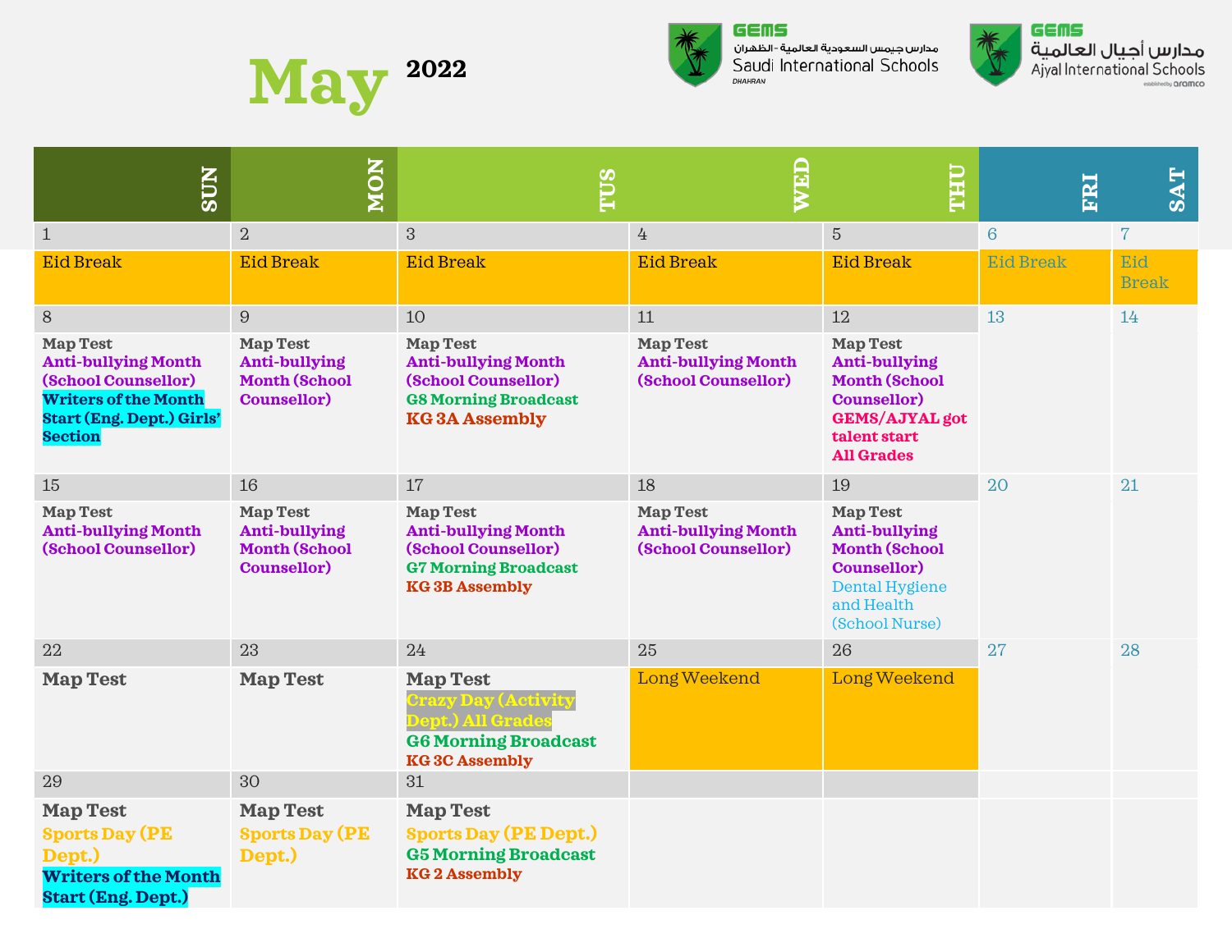# May 2022

GEMS مدارس جيمس السعودية العالمية - الظهران Saudi International Schools DHAHRAN

GEMS مدارس أجيال العالمية Ajyal International Schools established by aramco

| SUN | MON | TUS | WED | THU | FRI | SAT |
|---|---|---|---|---|---|---|
| 1 | 2 | 3 | 4 | 5 | 6 | 7 |
| Eid Break | Eid Break | Eid Break | Eid Break | Eid Break | Eid Break | Eid Break |
| 8 | 9 | 10 | 11 | 12 | 13 | 14 |
| **Map Test** **Anti-bullying Month (School Counsellor)** **Writers of the Month Start (Eng. Dept.) Girls' Section** | **Map Test** **Anti-bullying Month (School Counsellor)** | **Map Test** **Anti-bullying Month (School Counsellor)** **G8 Morning Broadcast** **KG 3A Assembly** | **Map Test** **Anti-bullying Month (School Counsellor)** | **Map Test** **Anti-bullying Month (School Counsellor)** **GEMS/AJYAL got talent start All Grades** | | |
| 15 | 16 | 17 | 18 | 19 | 20 | 21 |
| **Map Test** **Anti-bullying Month (School Counsellor)** | **Map Test** **Anti-bullying Month (School Counsellor)** | **Map Test** **Anti-bullying Month (School Counsellor)** **G7 Morning Broadcast** **KG 3B Assembly** | **Map Test** **Anti-bullying Month (School Counsellor)** | **Map Test** **Anti-bullying Month (School Counsellor)** Dental Hygiene and Health (School Nurse) | | |
| 22 | 23 | 24 | 25 | 26 | 27 | 28 |
| **Map Test** | **Map Test** | **Map Test** **Crazy Day (Activity Dept.) All Grades** **G6 Morning Broadcast** **KG 3C Assembly** | Long Weekend | Long Weekend | | |
| 29 | 30 | 31 | | | | |
| **Map Test** **Sports Day (PE Dept.)** **Writers of the Month Start (Eng. Dept.)** | **Map Test** **Sports Day (PE Dept.)** | **Map Test** **Sports Day (PE Dept.)** **G5 Morning Broadcast** **KG 2 Assembly** | | | | |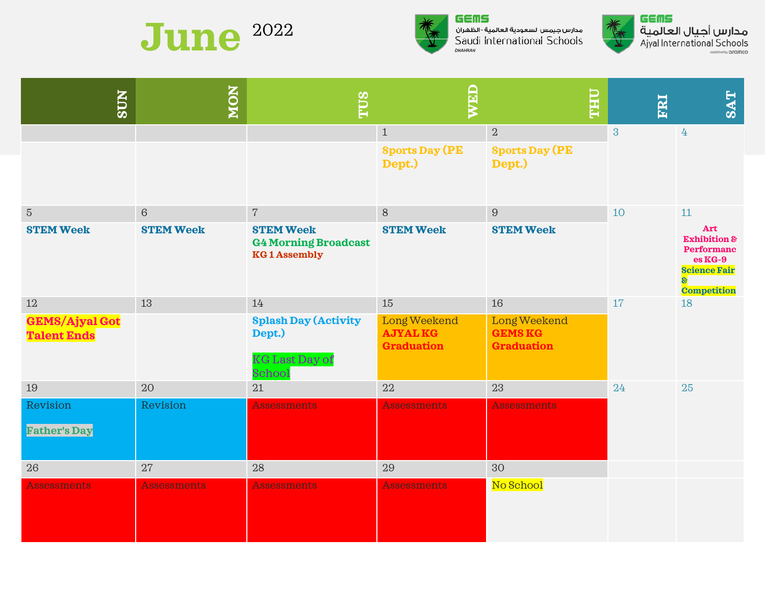# June 2022

GEMS مدارس جيمس للسعودية العالمية - الظهران Saudi International Schools DHAHRAN

GEMS مدارس أجيال العالمية Ajyal International Schools established by aramco

| SUN | MON | TUS | WED | THU | FRI | SAT |
|---|---|---|---|---|---|---|
| | | | 1<br>Sports Day (PE Dept.) | 2<br>Sports Day (PE Dept.) | 3 | 4 |
| 5<br>STEM Week | 6<br>STEM Week | 7<br>STEM Week<br>G4 Morning Broadcast<br>KG 1 Assembly | 8<br>STEM Week | 9<br>STEM Week | 10 | 11<br>Art Exhibition & Performances KG-9<br>Science Fair & Competition |
| 12<br>GEMS/Ajyal Got Talent Ends | 13 | 14<br>Splash Day (Activity Dept.)<br>KG Last Day of School | 15<br>Long Weekend<br>AJYAL KG Graduation | 16<br>Long Weekend<br>GEMS KG Graduation | 17 | 18 |
| 19<br>Revision<br>Father's Day | 20<br>Revision | 21<br>Assessments | 22<br>Assessments | 23<br>Assessments | 24 | 25 |
| 26<br>Assessments | 27<br>Assessments | 28<br>Assessments | 29<br>Assessments | 30<br>No School | | |